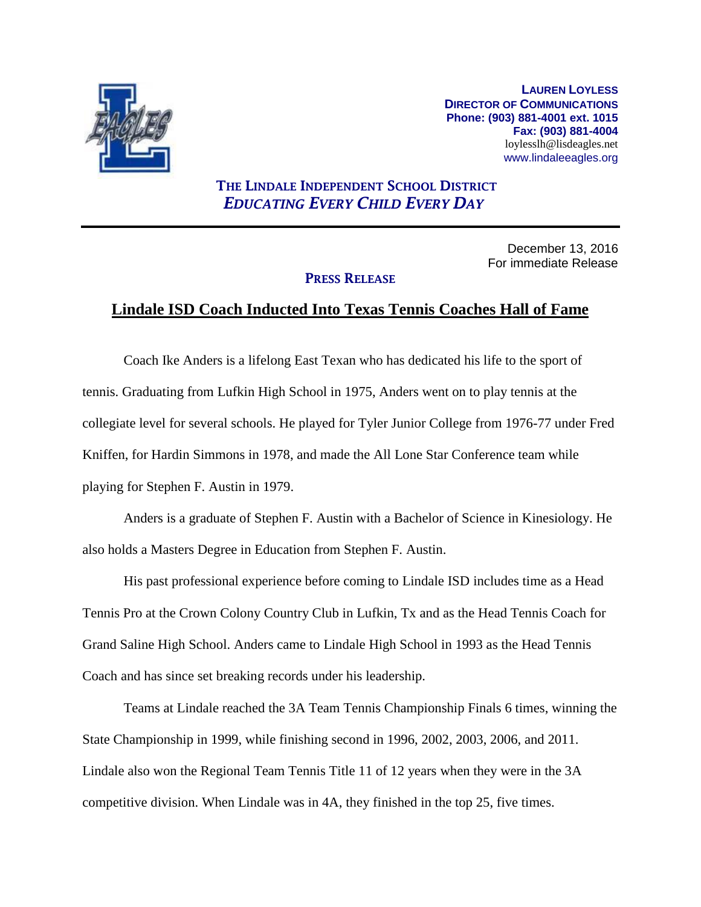**LAUREN LOYLESS**
**DIRECTOR OF COMMUNICATIONS**
**Phone: (903) 881-4001 ext. 1015**
**Fax: (903) 881-4004**
loylesslh@lisdeagles.net
www.lindaleeagles.org

**THE LINDALE INDEPENDENT SCHOOL DISTRICT**
***EDUCATING EVERY CHILD EVERY DAY***

---

December 13, 2016
For immediate Release

**PRESS RELEASE**

# Lindale ISD Coach Inducted Into Texas Tennis Coaches Hall of Fame

Coach Ike Anders is a lifelong East Texan who has dedicated his life to the sport of tennis. Graduating from Lufkin High School in 1975, Anders went on to play tennis at the collegiate level for several schools. He played for Tyler Junior College from 1976-77 under Fred Kniffen, for Hardin Simmons in 1978, and made the All Lone Star Conference team while playing for Stephen F. Austin in 1979.

Anders is a graduate of Stephen F. Austin with a Bachelor of Science in Kinesiology. He also holds a Masters Degree in Education from Stephen F. Austin.

His past professional experience before coming to Lindale ISD includes time as a Head Tennis Pro at the Crown Colony Country Club in Lufkin, Tx and as the Head Tennis Coach for Grand Saline High School. Anders came to Lindale High School in 1993 as the Head Tennis Coach and has since set breaking records under his leadership.

Teams at Lindale reached the 3A Team Tennis Championship Finals 6 times, winning the State Championship in 1999, while finishing second in 1996, 2002, 2003, 2006, and 2011. Lindale also won the Regional Team Tennis Title 11 of 12 years when they were in the 3A competitive division. When Lindale was in 4A, they finished in the top 25, five times.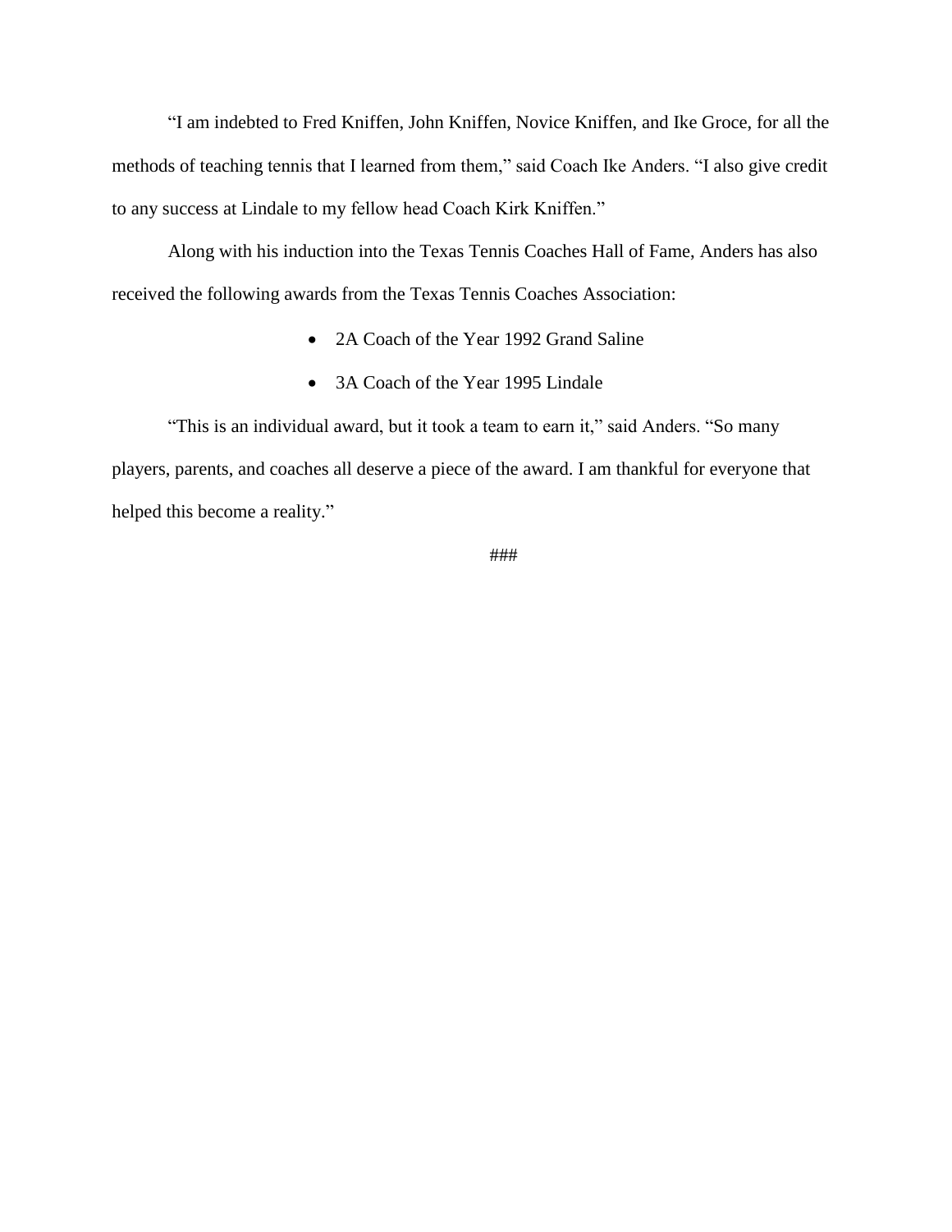"I am indebted to Fred Kniffen, John Kniffen, Novice Kniffen, and Ike Groce, for all the methods of teaching tennis that I learned from them," said Coach Ike Anders. "I also give credit to any success at Lindale to my fellow head Coach Kirk Kniffen."

Along with his induction into the Texas Tennis Coaches Hall of Fame, Anders has also received the following awards from the Texas Tennis Coaches Association:

- 2A Coach of the Year 1992 Grand Saline
- 3A Coach of the Year 1995 Lindale

"This is an individual award, but it took a team to earn it," said Anders. "So many players, parents, and coaches all deserve a piece of the award. I am thankful for everyone that helped this become a reality."

###